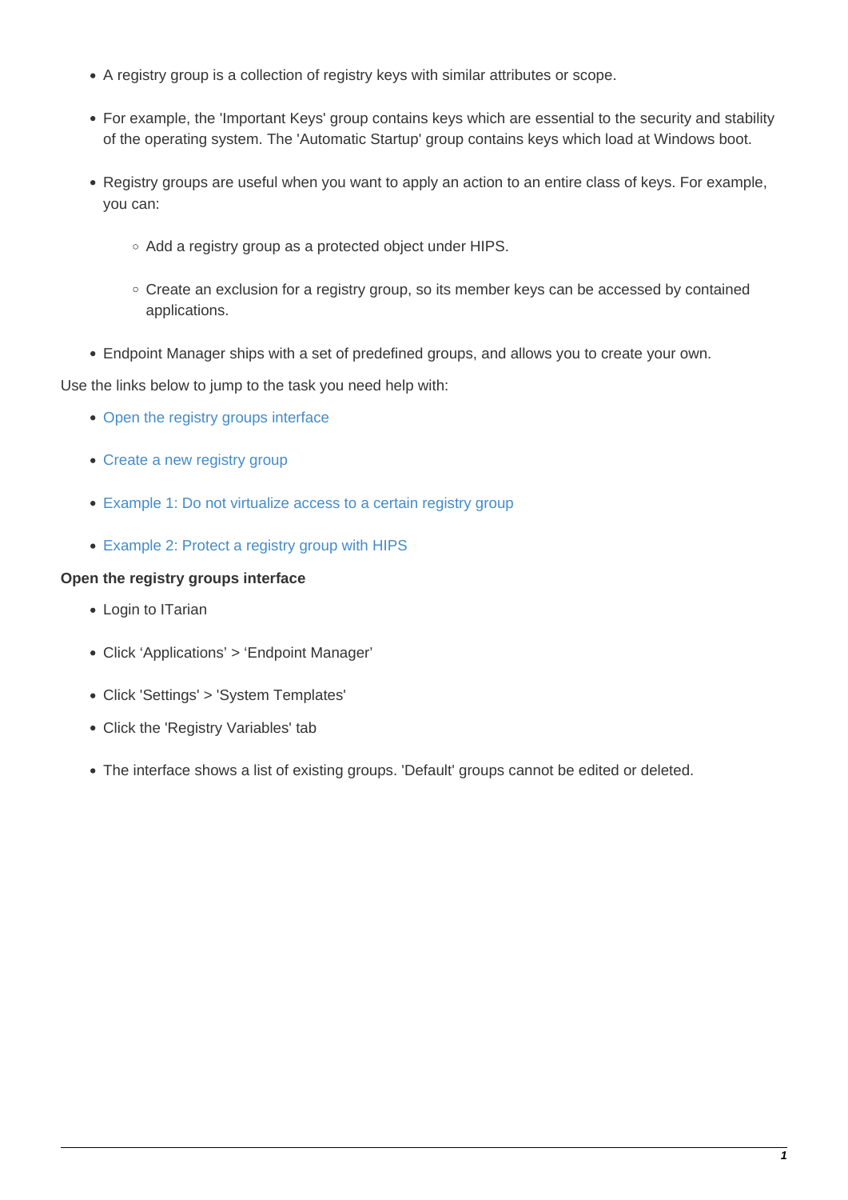- A registry group is a collection of registry keys with similar attributes or scope.

- For example, the 'Important Keys' group contains keys which are essential to the security and stability of the operating system. The 'Automatic Startup' group contains keys which load at Windows boot.

- Registry groups are useful when you want to apply an action to an entire class of keys. For example, you can:

  - Add a registry group as a protected object under HIPS.

  - Create an exclusion for a registry group, so its member keys can be accessed by contained applications.

- Endpoint Manager ships with a set of predefined groups, and allows you to create your own.

Use the links below to jump to the task you need help with:

- Open the registry groups interface
- Create a new registry group
- Example 1: Do not virtualize access to a certain registry group
- Example 2: Protect a registry group with HIPS

**Open the registry groups interface**

- Login to ITarian
- Click ‘Applications’ > ‘Endpoint Manager’
- Click 'Settings' > 'System Templates'
- Click the 'Registry Variables' tab
- The interface shows a list of existing groups. 'Default' groups cannot be edited or deleted.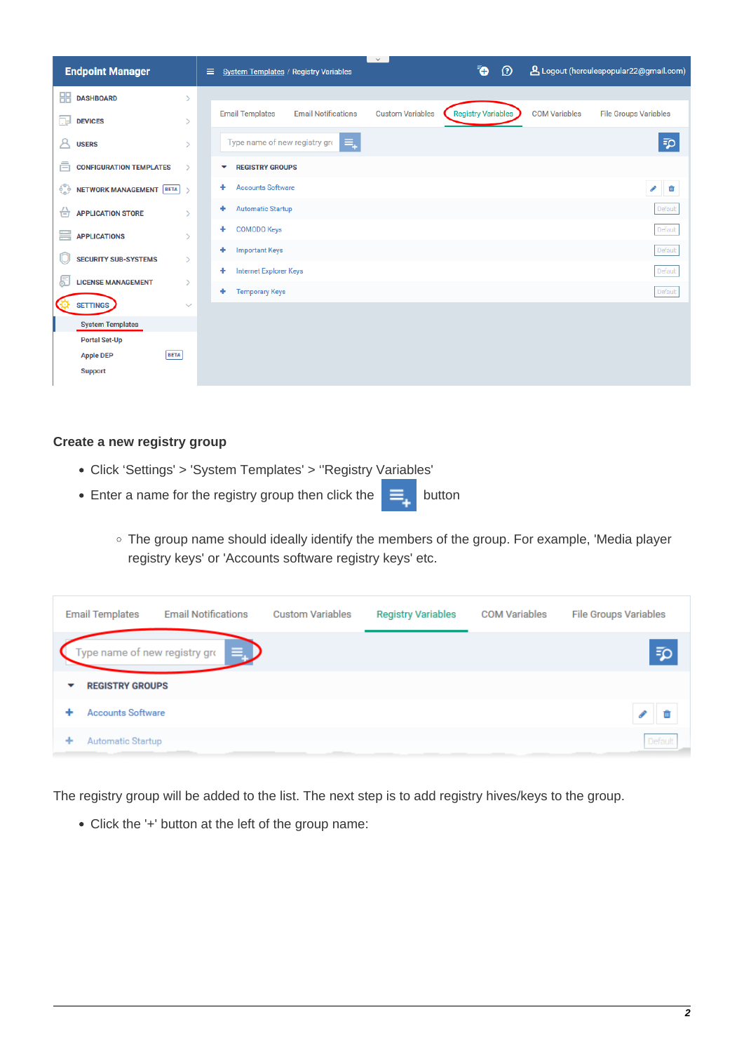## Create a new registry group

- Click 'Settings' > 'System Templates' > ''Registry Variables'
- Enter a name for the registry group then click the button
  - The group name should ideally identify the members of the group. For example, 'Media player registry keys' or 'Accounts software registry keys' etc.

The registry group will be added to the list. The next step is to add registry hives/keys to the group.

- Click the '+' button at the left of the group name: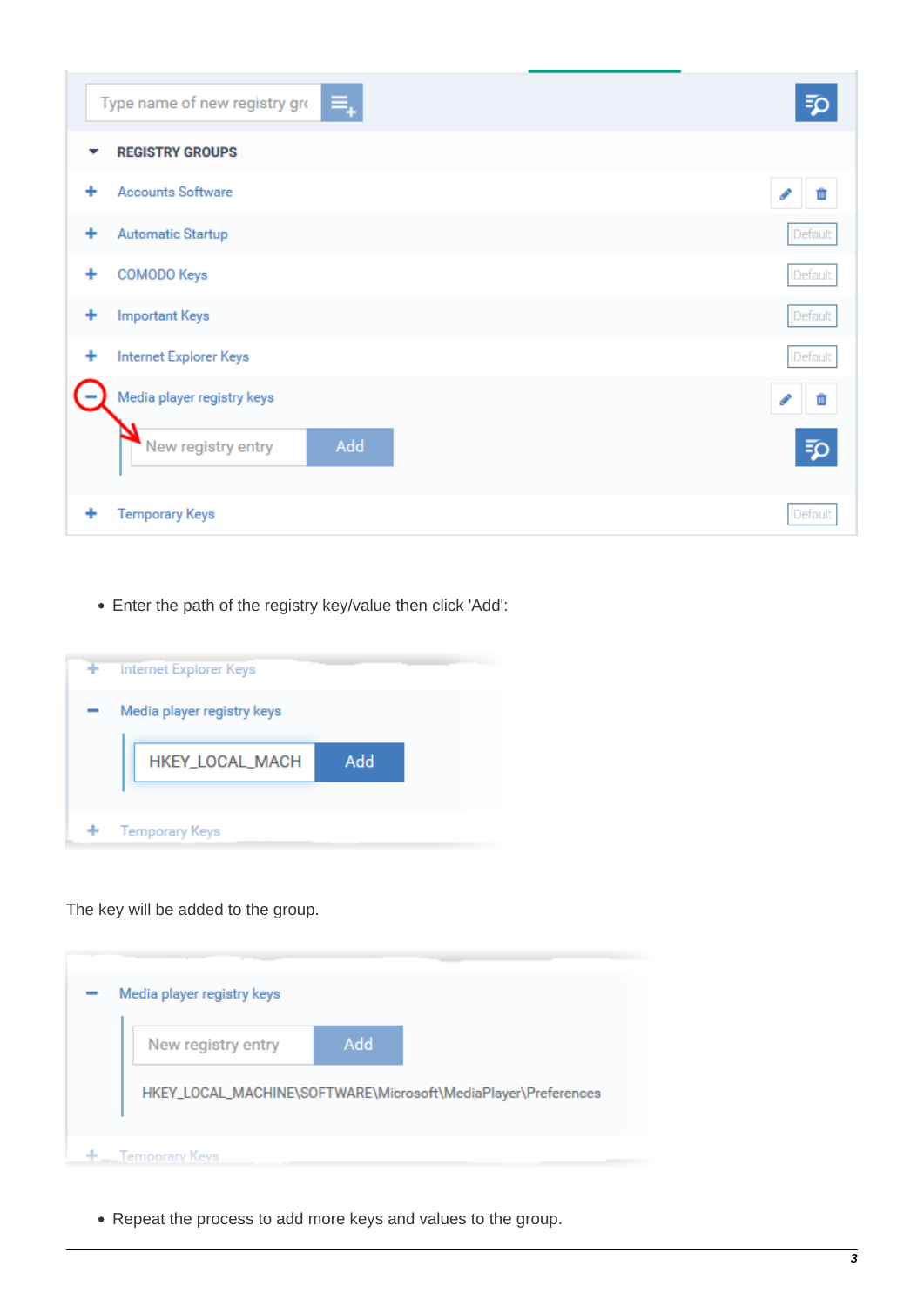- Enter the path of the registry key/value then click 'Add':

The key will be added to the group.

- Repeat the process to add more keys and values to the group.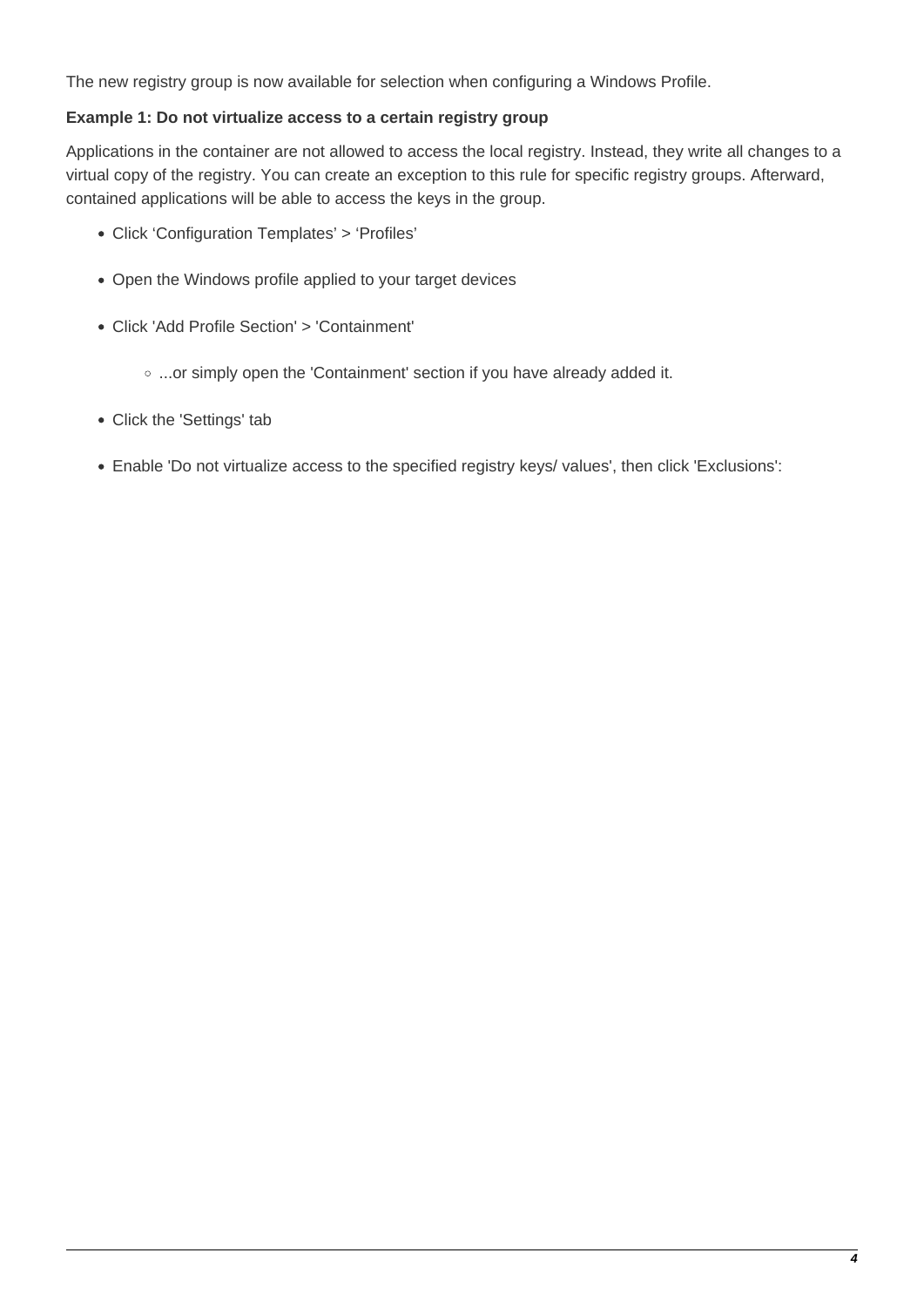The new registry group is now available for selection when configuring a Windows Profile.

**Example 1: Do not virtualize access to a certain registry group**

Applications in the container are not allowed to access the local registry. Instead, they write all changes to a virtual copy of the registry. You can create an exception to this rule for specific registry groups. Afterward, contained applications will be able to access the keys in the group.

- Click ‘Configuration Templates’ > ‘Profiles’
- Open the Windows profile applied to your target devices
- Click 'Add Profile Section' > 'Containment'
  - ...or simply open the 'Containment' section if you have already added it.
- Click the 'Settings' tab
- Enable 'Do not virtualize access to the specified registry keys/ values', then click 'Exclusions':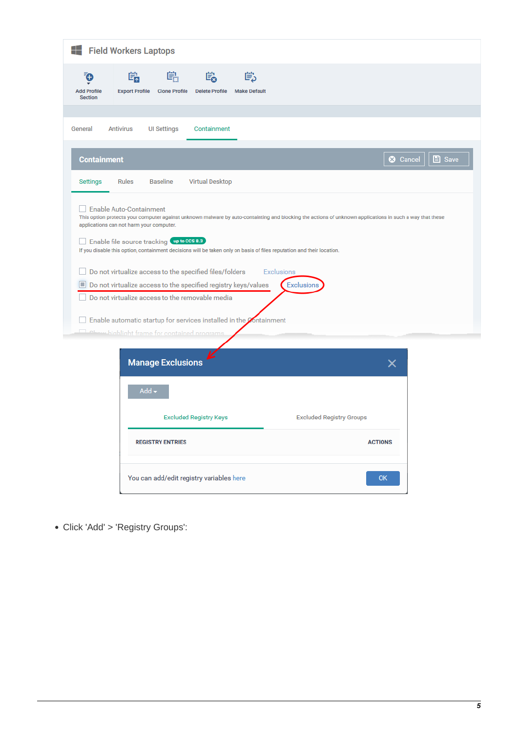- Click 'Add' > 'Registry Groups':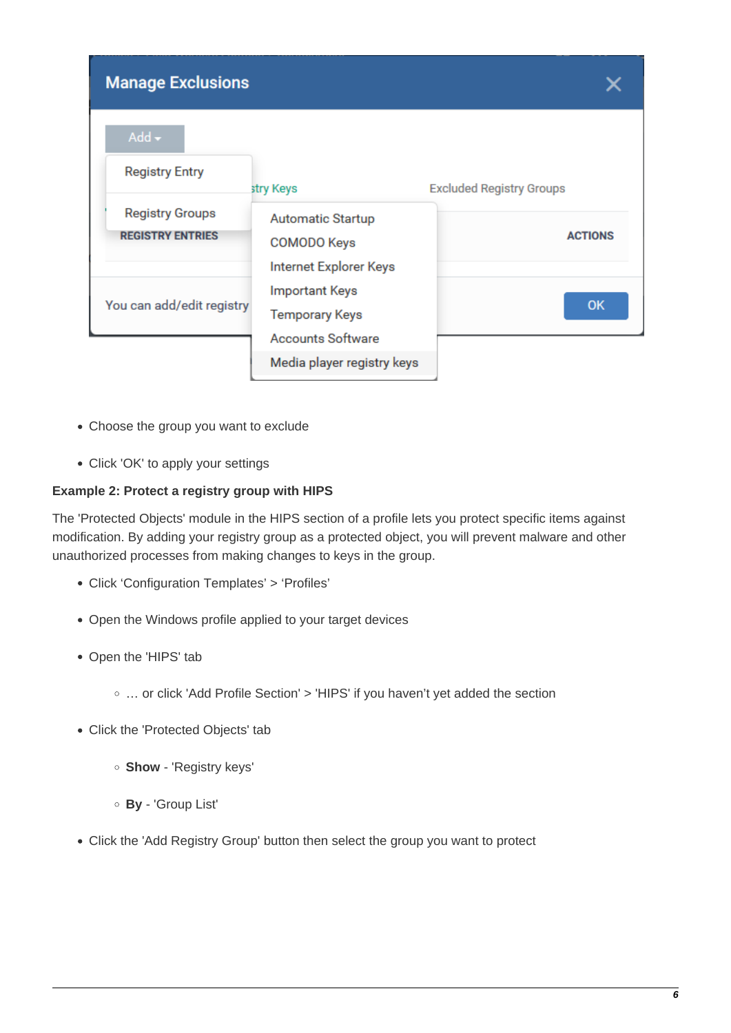- Choose the group you want to exclude
- Click 'OK' to apply your settings

**Example 2: Protect a registry group with HIPS**

The 'Protected Objects' module in the HIPS section of a profile lets you protect specific items against modification. By adding your registry group as a protected object, you will prevent malware and other unauthorized processes from making changes to keys in the group.

- Click ‘Configuration Templates’ > ‘Profiles’
- Open the Windows profile applied to your target devices
- Open the 'HIPS' tab
    - … or click 'Add Profile Section' > 'HIPS' if you haven’t yet added the section
- Click the 'Protected Objects' tab
    - **Show** - 'Registry keys'
    - **By** - 'Group List'
- Click the 'Add Registry Group' button then select the group you want to protect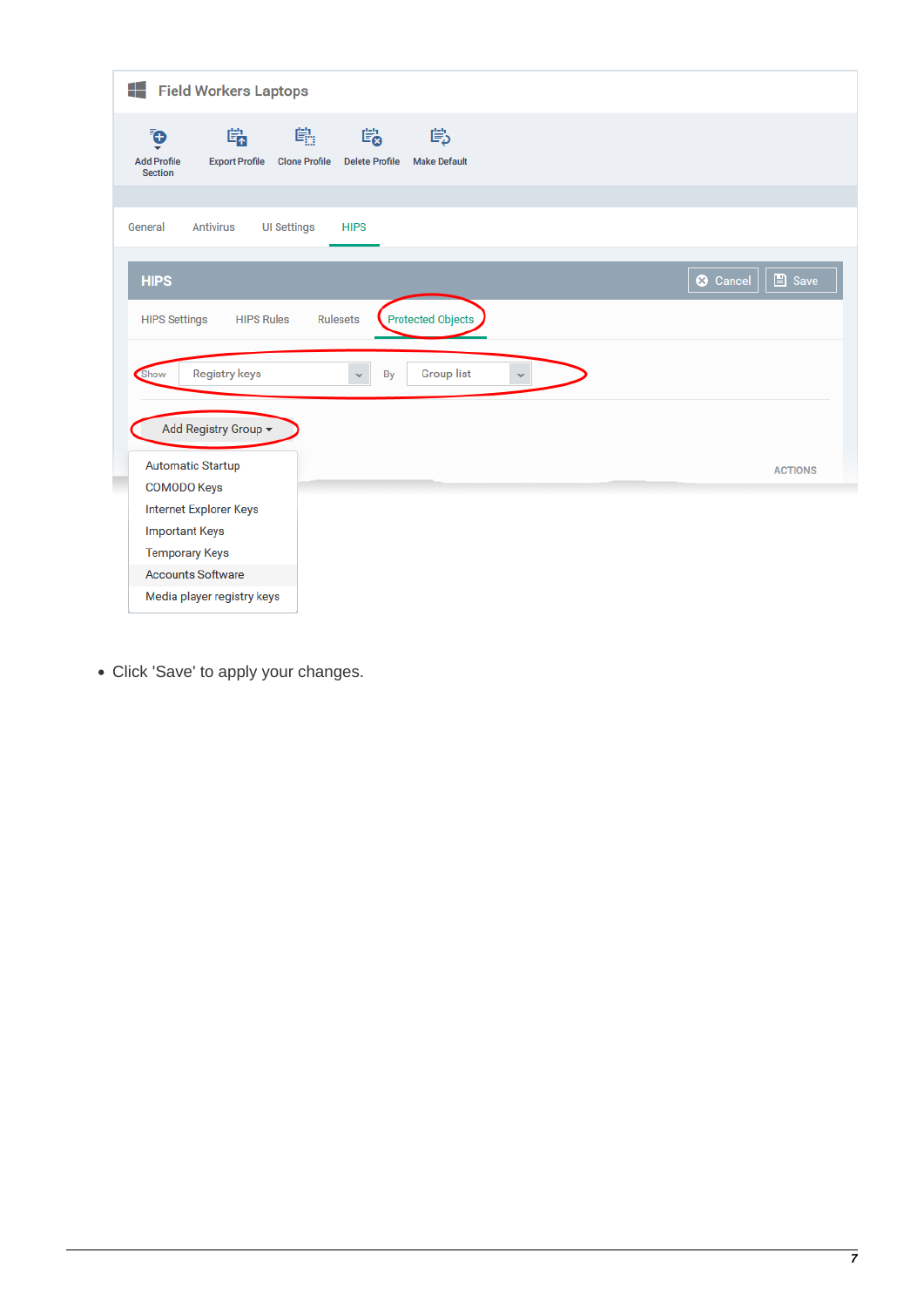- Click 'Save' to apply your changes.